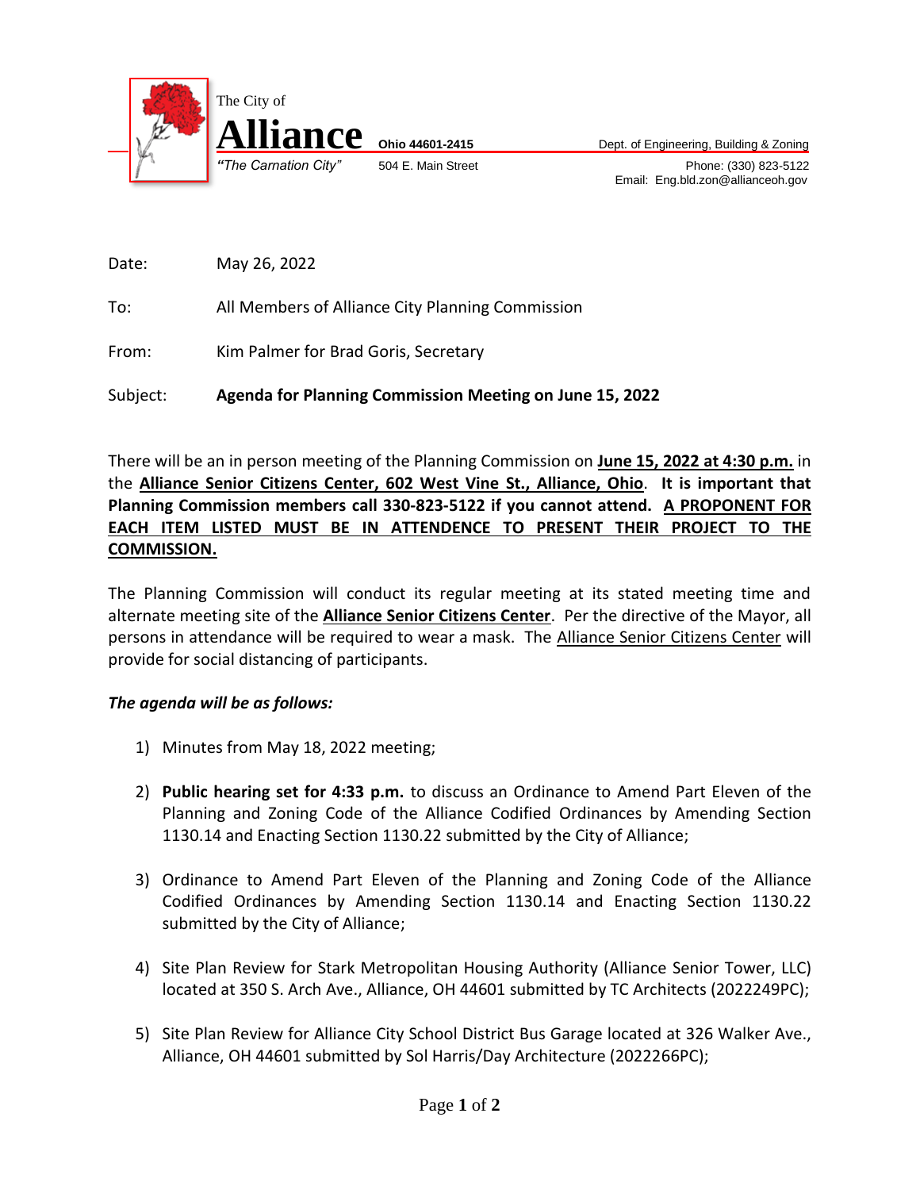The City of

**Alliance** **Ohio 44601-2415**

*"The Carnation City"* 504 E. Main Street

Dept. of Engineering, Building & Zoning
Phone: (330) 823-5122
Email: Eng.bld.zon@allianceoh.gov

Date: May 26, 2022

To: All Members of Alliance City Planning Commission

From: Kim Palmer for Brad Goris, Secretary

Subject: **Agenda for Planning Commission Meeting on June 15, 2022**

There will be an in person meeting of the Planning Commission on **June 15, 2022 at 4:30 p.m.** in the **Alliance Senior Citizens Center, 602 West Vine St., Alliance, Ohio**. **It is important that Planning Commission members call 330-823-5122 if you cannot attend. A PROPONENT FOR EACH ITEM LISTED MUST BE IN ATTENDENCE TO PRESENT THEIR PROJECT TO THE COMMISSION.**

The Planning Commission will conduct its regular meeting at its stated meeting time and alternate meeting site of the **Alliance Senior Citizens Center**. Per the directive of the Mayor, all persons in attendance will be required to wear a mask. The Alliance Senior Citizens Center will provide for social distancing of participants.

***The agenda will be as follows:***

1) Minutes from May 18, 2022 meeting;

2) **Public hearing set for 4:33 p.m.** to discuss an Ordinance to Amend Part Eleven of the Planning and Zoning Code of the Alliance Codified Ordinances by Amending Section 1130.14 and Enacting Section 1130.22 submitted by the City of Alliance;

3) Ordinance to Amend Part Eleven of the Planning and Zoning Code of the Alliance Codified Ordinances by Amending Section 1130.14 and Enacting Section 1130.22 submitted by the City of Alliance;

4) Site Plan Review for Stark Metropolitan Housing Authority (Alliance Senior Tower, LLC) located at 350 S. Arch Ave., Alliance, OH 44601 submitted by TC Architects (2022249PC);

5) Site Plan Review for Alliance City School District Bus Garage located at 326 Walker Ave., Alliance, OH 44601 submitted by Sol Harris/Day Architecture (2022266PC);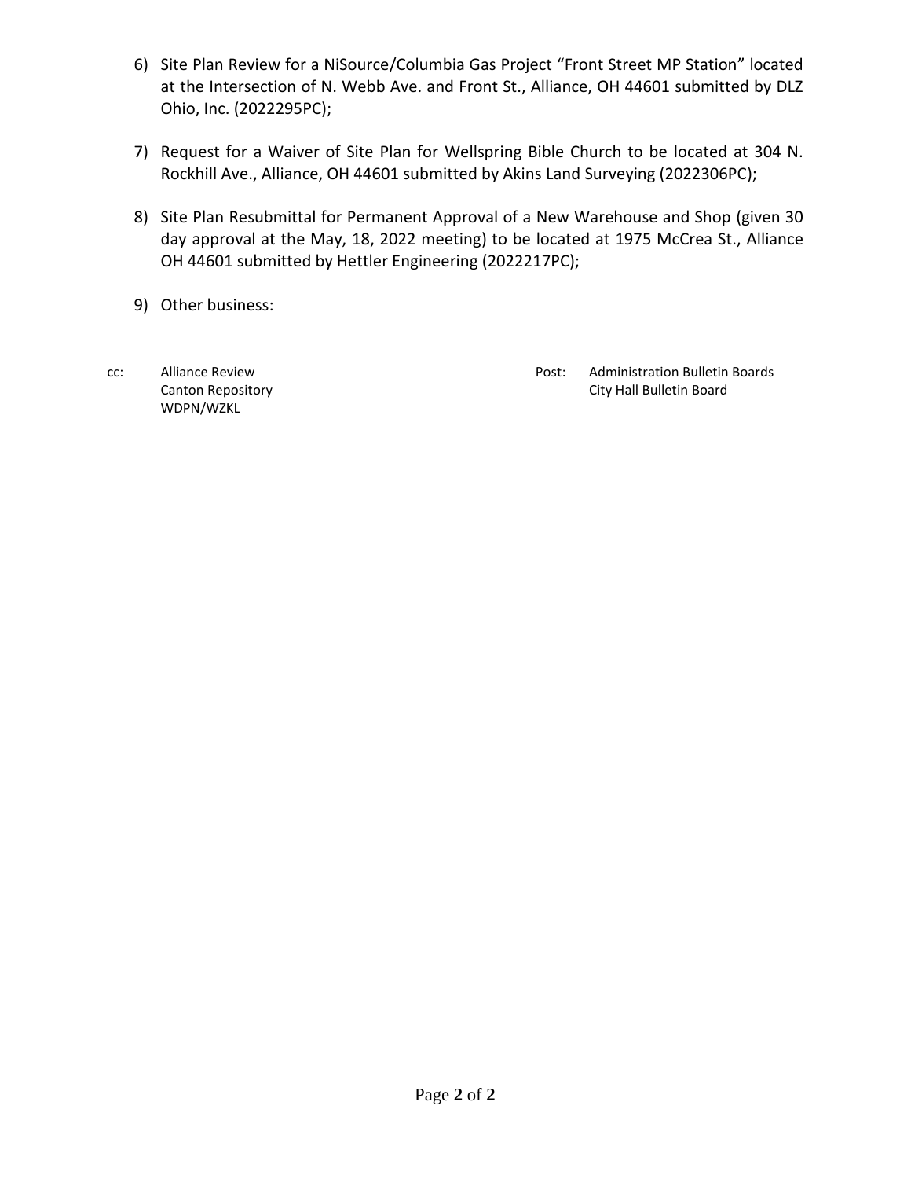6) Site Plan Review for a NiSource/Columbia Gas Project “Front Street MP Station” located at the Intersection of N. Webb Ave. and Front St., Alliance, OH 44601 submitted by DLZ Ohio, Inc. (2022295PC);

7) Request for a Waiver of Site Plan for Wellspring Bible Church to be located at 304 N. Rockhill Ave., Alliance, OH 44601 submitted by Akins Land Surveying (2022306PC);

8) Site Plan Resubmittal for Permanent Approval of a New Warehouse and Shop (given 30 day approval at the May, 18, 2022 meeting) to be located at 1975 McCrea St., Alliance OH 44601 submitted by Hettler Engineering (2022217PC);

9) Other business:

cc: Alliance Review
Canton Repository
WDPN/WZKL

Post: Administration Bulletin Boards
City Hall Bulletin Board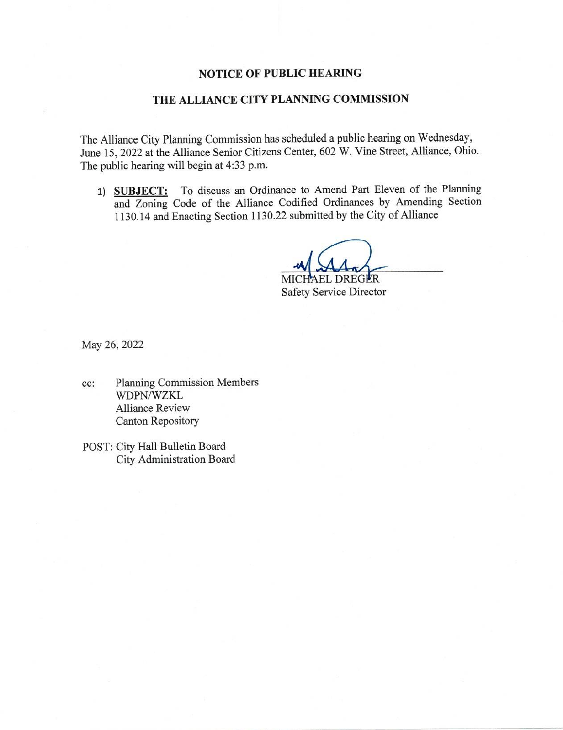## NOTICE OF PUBLIC HEARING

## THE ALLIANCE CITY PLANNING COMMISSION

The Alliance City Planning Commission has scheduled a public hearing on Wednesday, June 15, 2022 at the Alliance Senior Citizens Center, 602 W. Vine Street, Alliance, Ohio. The public hearing will begin at 4:33 p.m.

1) **SUBJECT:** To discuss an Ordinance to Amend Part Eleven of the Planning and Zoning Code of the Alliance Codified Ordinances by Amending Section 1130.14 and Enacting Section 1130.22 submitted by the City of Alliance

MICHAEL DREGER
Safety Service Director

May 26, 2022

cc: Planning Commission Members
WDPN/WZKL
Alliance Review
Canton Repository

POST: City Hall Bulletin Board
City Administration Board